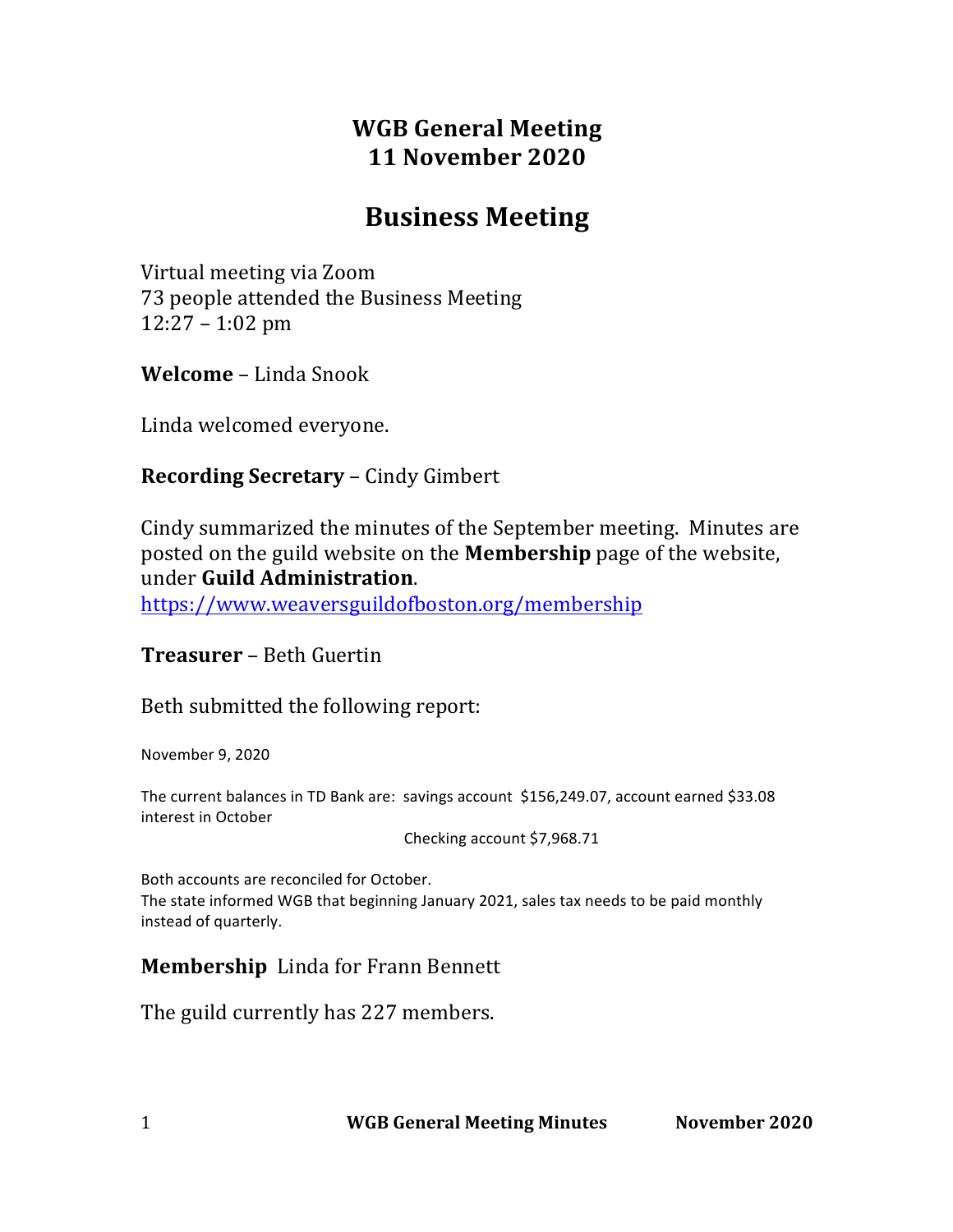# WGB General Meeting
# 11 November 2020

## Business Meeting

Virtual meeting via Zoom
73 people attended the Business Meeting
12:27 – 1:02 pm

**Welcome** – Linda Snook

Linda welcomed everyone.

**Recording Secretary** – Cindy Gimbert

Cindy summarized the minutes of the September meeting. Minutes are posted on the guild website on the **Membership** page of the website, under **Guild Administration**.
https://www.weaversguildofboston.org/membership

**Treasurer** – Beth Guertin

Beth submitted the following report:

November 9, 2020

The current balances in TD Bank are: savings account $156,249.07, account earned $33.08 interest in October

Checking account $7,968.71

Both accounts are reconciled for October.
The state informed WGB that beginning January 2021, sales tax needs to be paid monthly instead of quarterly.

**Membership** Linda for Frann Bennett

The guild currently has 227 members.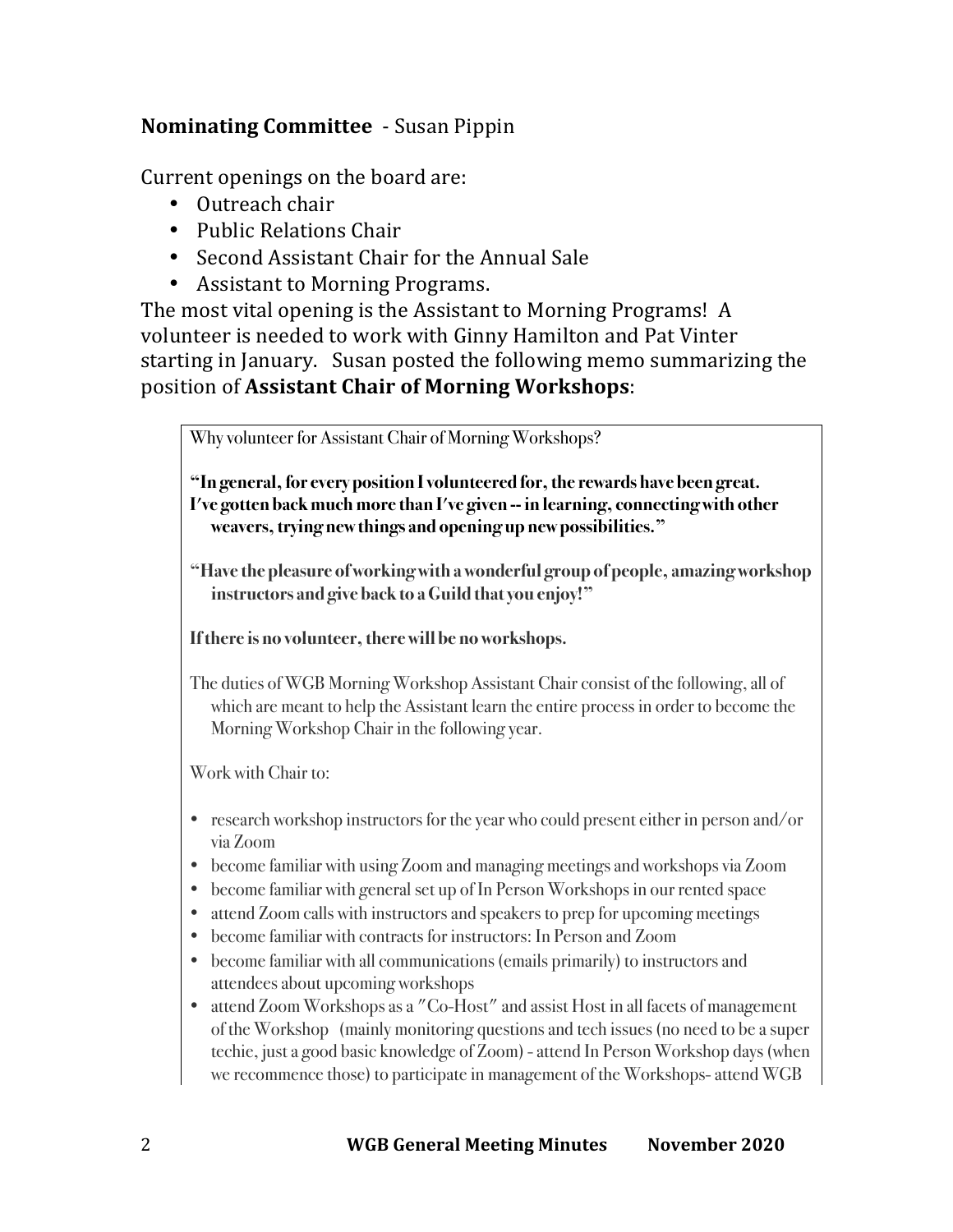**Nominating Committee** - Susan Pippin

Current openings on the board are:

- Outreach chair
- Public Relations Chair
- Second Assistant Chair for the Annual Sale
- Assistant to Morning Programs.

The most vital opening is the Assistant to Morning Programs! A volunteer is needed to work with Ginny Hamilton and Pat Vinter starting in January. Susan posted the following memo summarizing the position of **Assistant Chair of Morning Workshops**:

> Why volunteer for Assistant Chair of Morning Workshops?
>
> **"In general, for every position I volunteered for, the rewards have been great. I've gotten back much more than I've given -- in learning, connecting with other weavers, trying new things and opening up new possibilities."**
>
> **"Have the pleasure of working with a wonderful group of people, amazing workshop instructors and give back to a Guild that you enjoy!"**
>
> **If there is no volunteer, there will be no workshops.**
>
> The duties of WGB Morning Workshop Assistant Chair consist of the following, all of which are meant to help the Assistant learn the entire process in order to become the Morning Workshop Chair in the following year.
>
> Work with Chair to:
>
> - research workshop instructors for the year who could present either in person and/or via Zoom
> - become familiar with using Zoom and managing meetings and workshops via Zoom
> - become familiar with general set up of In Person Workshops in our rented space
> - attend Zoom calls with instructors and speakers to prep for upcoming meetings
> - become familiar with contracts for instructors: In Person and Zoom
> - become familiar with all communications (emails primarily) to instructors and attendees about upcoming workshops
> - attend Zoom Workshops as a "Co-Host" and assist Host in all facets of management of the Workshop (mainly monitoring questions and tech issues (no need to be a super techie, just a good basic knowledge of Zoom) - attend In Person Workshop days (when we recommence those) to participate in management of the Workshops- attend WGB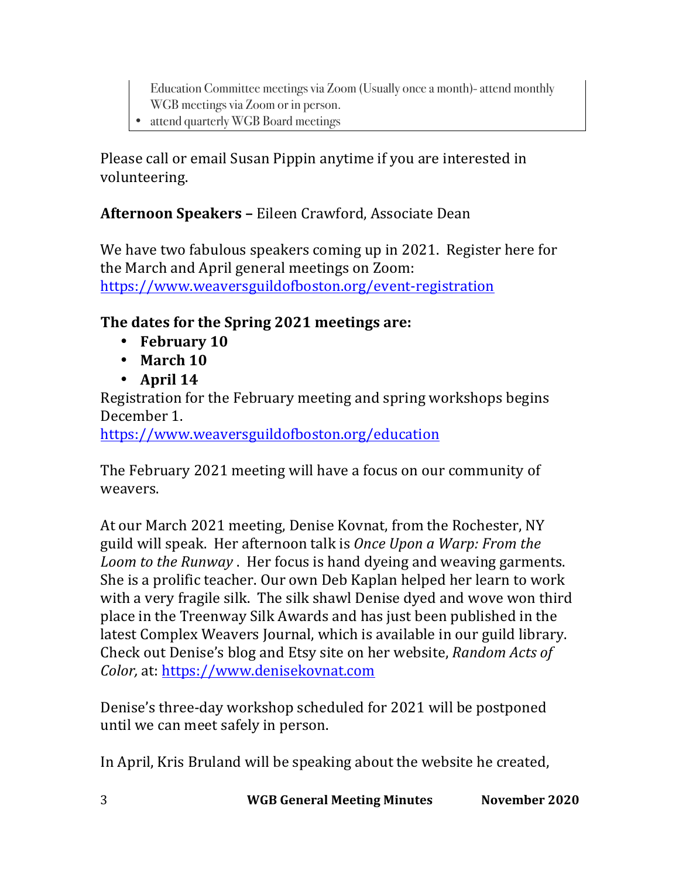Education Committee meetings via Zoom (Usually once a month)- attend monthly WGB meetings via Zoom or in person.

- attend quarterly WGB Board meetings

Please call or email Susan Pippin anytime if you are interested in volunteering.

**Afternoon Speakers –** Eileen Crawford, Associate Dean

We have two fabulous speakers coming up in 2021. Register here for the March and April general meetings on Zoom: https://www.weaversguildofboston.org/event-registration

**The dates for the Spring 2021 meetings are:**

- **February 10**
- **March 10**
- **April 14**

Registration for the February meeting and spring workshops begins December 1.
https://www.weaversguildofboston.org/education

The February 2021 meeting will have a focus on our community of weavers.

At our March 2021 meeting, Denise Kovnat, from the Rochester, NY guild will speak. Her afternoon talk is *Once Upon a Warp: From the Loom to the Runway* . Her focus is hand dyeing and weaving garments. She is a prolific teacher. Our own Deb Kaplan helped her learn to work with a very fragile silk. The silk shawl Denise dyed and wove won third place in the Treenway Silk Awards and has just been published in the latest Complex Weavers Journal, which is available in our guild library. Check out Denise's blog and Etsy site on her website, *Random Acts of Color,* at: https://www.denisekovnat.com

Denise's three-day workshop scheduled for 2021 will be postponed until we can meet safely in person.

In April, Kris Bruland will be speaking about the website he created,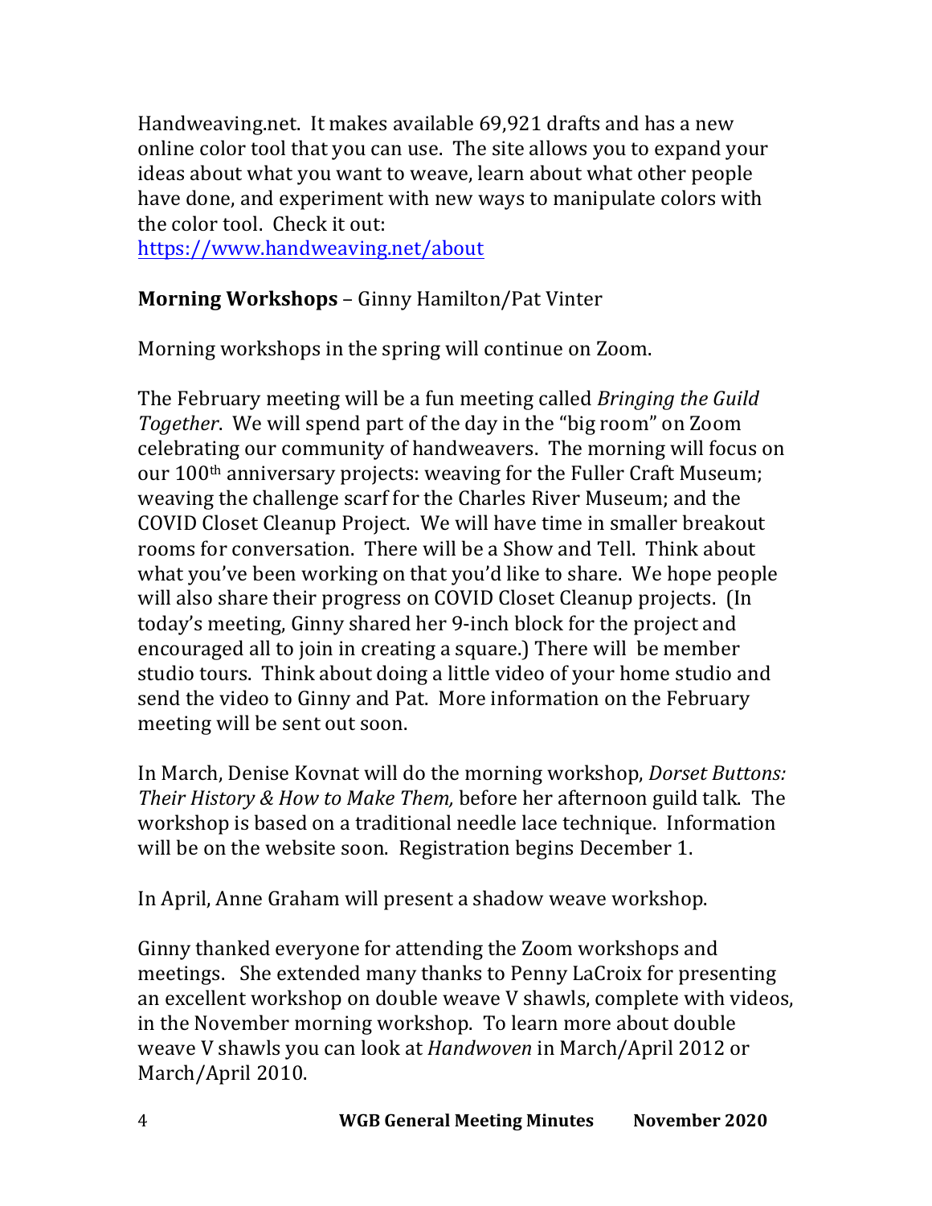Handweaving.net. It makes available 69,921 drafts and has a new online color tool that you can use. The site allows you to expand your ideas about what you want to weave, learn about what other people have done, and experiment with new ways to manipulate colors with the color tool. Check it out:
https://www.handweaving.net/about

**Morning Workshops** – Ginny Hamilton/Pat Vinter

Morning workshops in the spring will continue on Zoom.

The February meeting will be a fun meeting called *Bringing the Guild Together*. We will spend part of the day in the "big room" on Zoom celebrating our community of handweavers. The morning will focus on our 100th anniversary projects: weaving for the Fuller Craft Museum; weaving the challenge scarf for the Charles River Museum; and the COVID Closet Cleanup Project. We will have time in smaller breakout rooms for conversation. There will be a Show and Tell. Think about what you've been working on that you'd like to share. We hope people will also share their progress on COVID Closet Cleanup projects. (In today's meeting, Ginny shared her 9-inch block for the project and encouraged all to join in creating a square.) There will be member studio tours. Think about doing a little video of your home studio and send the video to Ginny and Pat. More information on the February meeting will be sent out soon.

In March, Denise Kovnat will do the morning workshop, *Dorset Buttons: Their History & How to Make Them,* before her afternoon guild talk. The workshop is based on a traditional needle lace technique. Information will be on the website soon. Registration begins December 1.

In April, Anne Graham will present a shadow weave workshop.

Ginny thanked everyone for attending the Zoom workshops and meetings. She extended many thanks to Penny LaCroix for presenting an excellent workshop on double weave V shawls, complete with videos, in the November morning workshop. To learn more about double weave V shawls you can look at *Handwoven* in March/April 2012 or March/April 2010.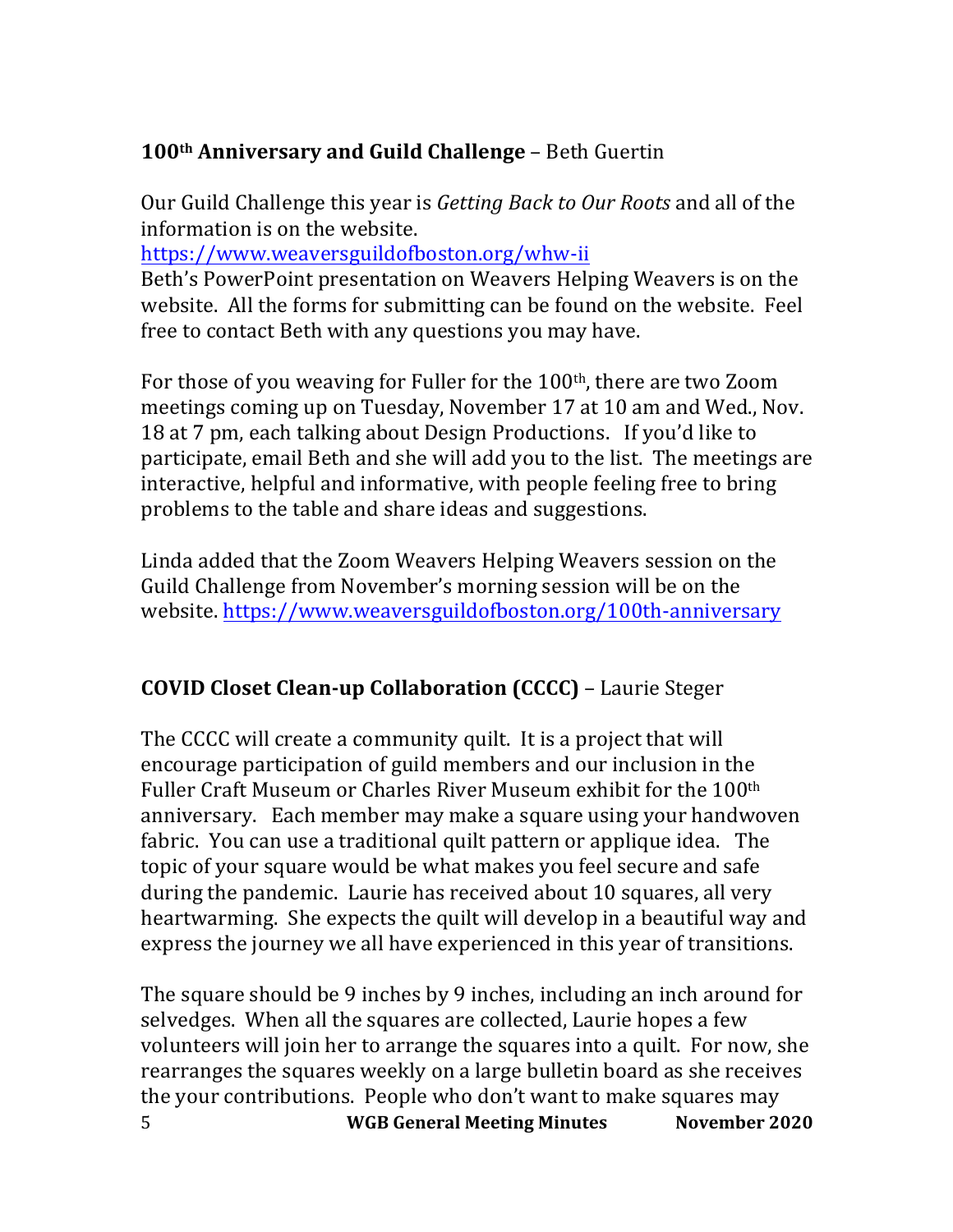**100th Anniversary and Guild Challenge** – Beth Guertin

Our Guild Challenge this year is *Getting Back to Our Roots* and all of the information is on the website.
https://www.weaversguildofboston.org/whw-ii
Beth's PowerPoint presentation on Weavers Helping Weavers is on the website. All the forms for submitting can be found on the website. Feel free to contact Beth with any questions you may have.

For those of you weaving for Fuller for the 100th, there are two Zoom meetings coming up on Tuesday, November 17 at 10 am and Wed., Nov. 18 at 7 pm, each talking about Design Productions. If you'd like to participate, email Beth and she will add you to the list. The meetings are interactive, helpful and informative, with people feeling free to bring problems to the table and share ideas and suggestions.

Linda added that the Zoom Weavers Helping Weavers session on the Guild Challenge from November's morning session will be on the website. https://www.weaversguildofboston.org/100th-anniversary

**COVID Closet Clean-up Collaboration (CCCC)** – Laurie Steger

The CCCC will create a community quilt. It is a project that will encourage participation of guild members and our inclusion in the Fuller Craft Museum or Charles River Museum exhibit for the 100th anniversary. Each member may make a square using your handwoven fabric. You can use a traditional quilt pattern or applique idea. The topic of your square would be what makes you feel secure and safe during the pandemic. Laurie has received about 10 squares, all very heartwarming. She expects the quilt will develop in a beautiful way and express the journey we all have experienced in this year of transitions.

The square should be 9 inches by 9 inches, including an inch around for selvedges. When all the squares are collected, Laurie hopes a few volunteers will join her to arrange the squares into a quilt. For now, she rearranges the squares weekly on a large bulletin board as she receives the your contributions. People who don't want to make squares may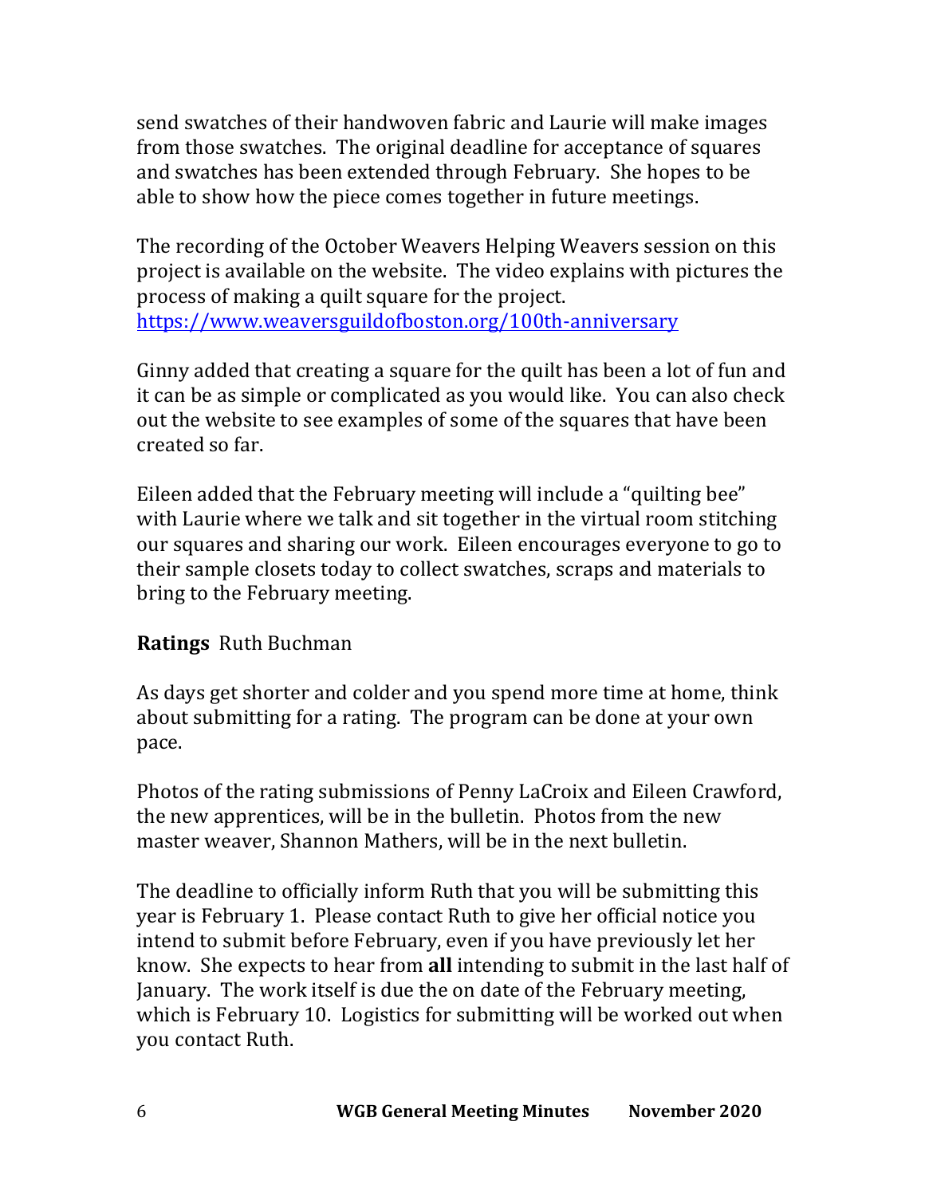send swatches of their handwoven fabric and Laurie will make images from those swatches. The original deadline for acceptance of squares and swatches has been extended through February. She hopes to be able to show how the piece comes together in future meetings.

The recording of the October Weavers Helping Weavers session on this project is available on the website. The video explains with pictures the process of making a quilt square for the project.
https://www.weaversguildofboston.org/100th-anniversary

Ginny added that creating a square for the quilt has been a lot of fun and it can be as simple or complicated as you would like. You can also check out the website to see examples of some of the squares that have been created so far.

Eileen added that the February meeting will include a "quilting bee" with Laurie where we talk and sit together in the virtual room stitching our squares and sharing our work. Eileen encourages everyone to go to their sample closets today to collect swatches, scraps and materials to bring to the February meeting.

**Ratings** Ruth Buchman

As days get shorter and colder and you spend more time at home, think about submitting for a rating. The program can be done at your own pace.

Photos of the rating submissions of Penny LaCroix and Eileen Crawford, the new apprentices, will be in the bulletin. Photos from the new master weaver, Shannon Mathers, will be in the next bulletin.

The deadline to officially inform Ruth that you will be submitting this year is February 1. Please contact Ruth to give her official notice you intend to submit before February, even if you have previously let her know. She expects to hear from **all** intending to submit in the last half of January. The work itself is due the on date of the February meeting, which is February 10. Logistics for submitting will be worked out when you contact Ruth.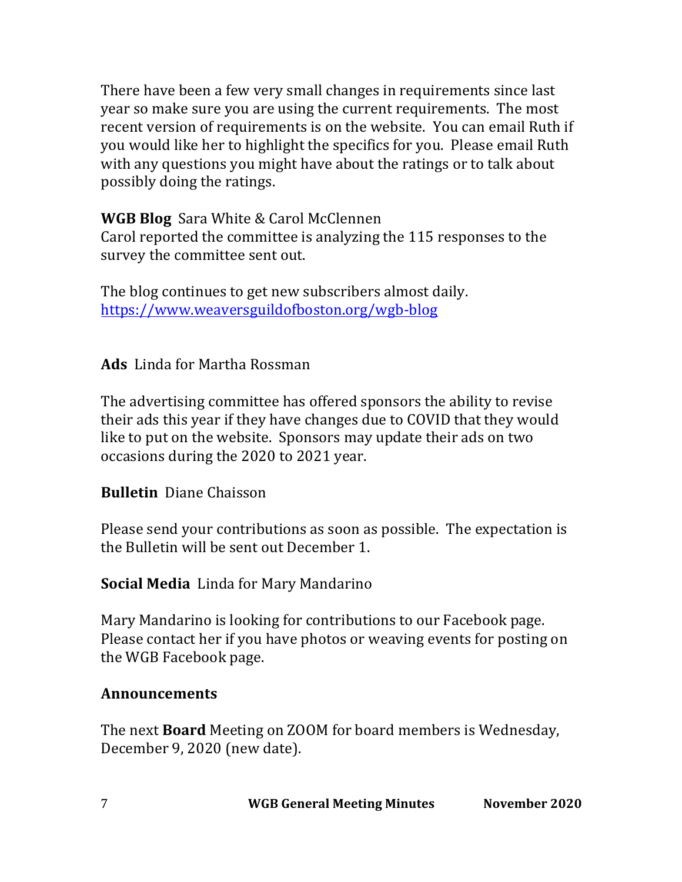There have been a few very small changes in requirements since last year so make sure you are using the current requirements. The most recent version of requirements is on the website. You can email Ruth if you would like her to highlight the specifics for you. Please email Ruth with any questions you might have about the ratings or to talk about possibly doing the ratings.

**WGB Blog** Sara White & Carol McClennen
Carol reported the committee is analyzing the 115 responses to the survey the committee sent out.

The blog continues to get new subscribers almost daily.
https://www.weaversguildofboston.org/wgb-blog

**Ads** Linda for Martha Rossman

The advertising committee has offered sponsors the ability to revise their ads this year if they have changes due to COVID that they would like to put on the website. Sponsors may update their ads on two occasions during the 2020 to 2021 year.

**Bulletin** Diane Chaisson

Please send your contributions as soon as possible. The expectation is the Bulletin will be sent out December 1.

**Social Media** Linda for Mary Mandarino

Mary Mandarino is looking for contributions to our Facebook page. Please contact her if you have photos or weaving events for posting on the WGB Facebook page.

**Announcements**

The next **Board** Meeting on ZOOM for board members is Wednesday, December 9, 2020 (new date).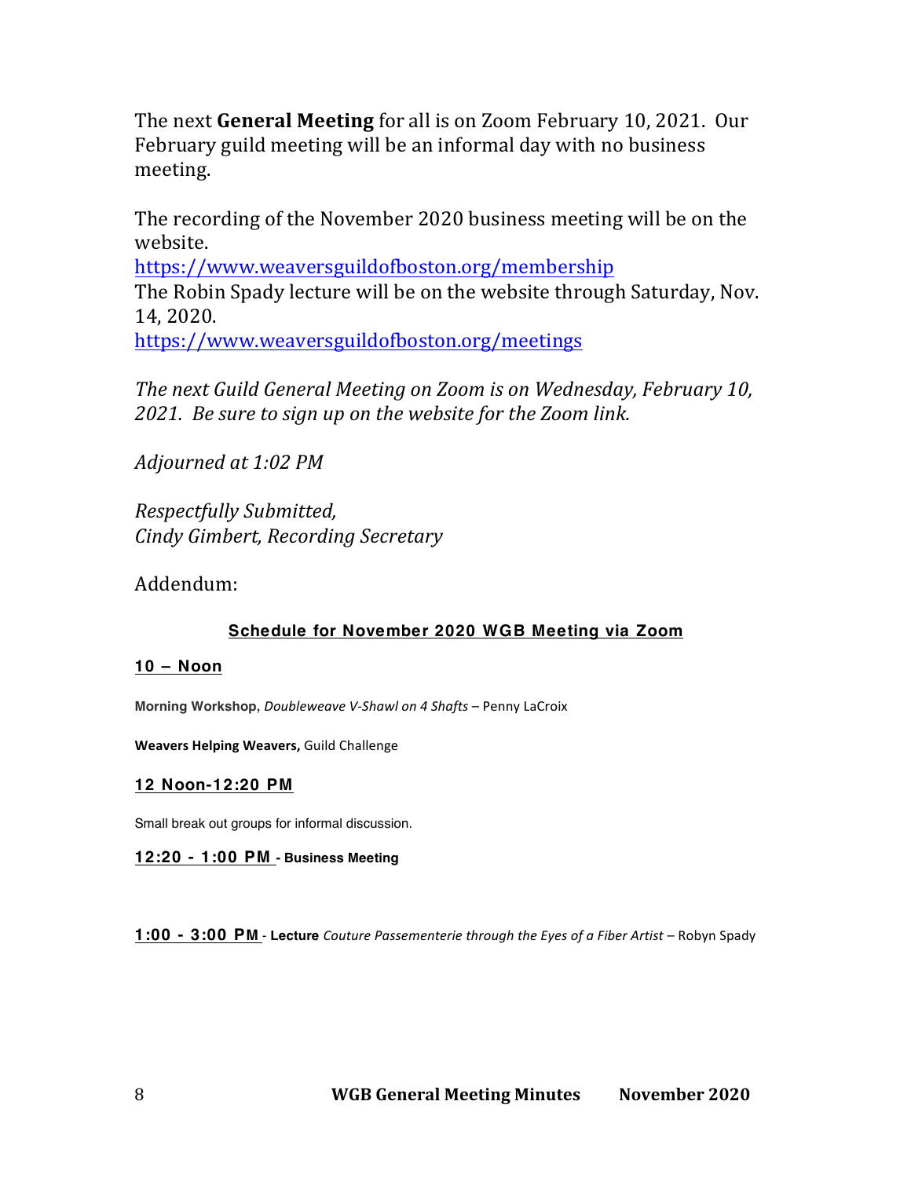The next **General Meeting** for all is on Zoom February 10, 2021. Our February guild meeting will be an informal day with no business meeting.

The recording of the November 2020 business meeting will be on the website.
https://www.weaversguildofboston.org/membership
The Robin Spady lecture will be on the website through Saturday, Nov. 14, 2020.
https://www.weaversguildofboston.org/meetings

*The next Guild General Meeting on Zoom is on Wednesday, February 10, 2021. Be sure to sign up on the website for the Zoom link.*

*Adjourned at 1:02 PM*

*Respectfully Submitted,*
*Cindy Gimbert, Recording Secretary*

Addendum:

**Schedule for November 2020 WGB Meeting via Zoom**

**10 – Noon**

**Morning Workshop,** *Doubleweave V-Shawl on 4 Shafts* – Penny LaCroix

**Weavers Helping Weavers,** Guild Challenge

**12 Noon-12:20 PM**

Small break out groups for informal discussion.

**12:20 - 1:00 PM - Business Meeting**

**1:00 - 3:00 PM** - **Lecture** *Couture Passementerie through the Eyes of a Fiber Artist* – Robyn Spady